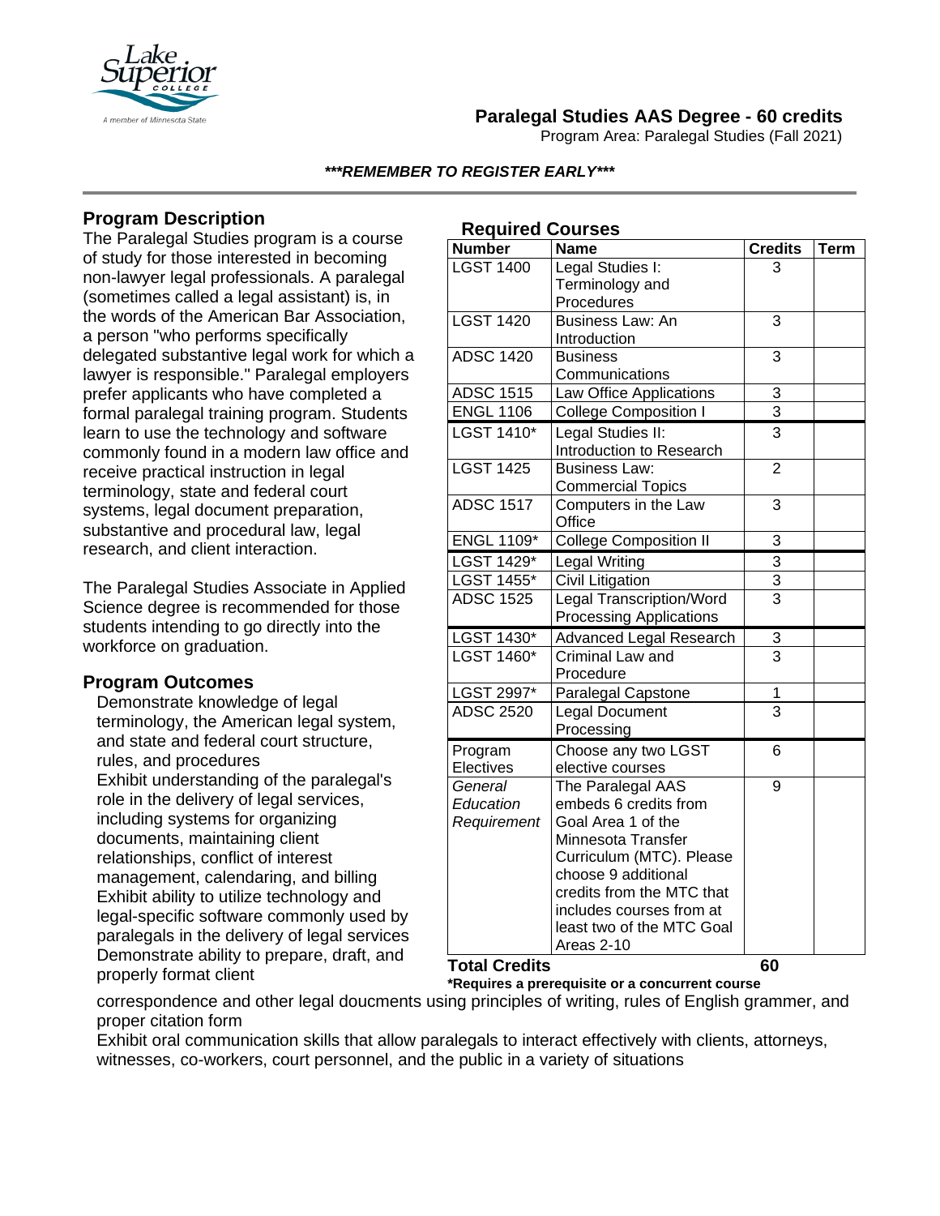# Paralegal Studies AAS Degree - 60 credits

Program Area: Paralegal Studies (Fall 2021)

***REMEMBER TO REGISTER EARLY***

## Program Description

The Paralegal Studies program is a course of study for those interested in becoming non-lawyer legal professionals. A paralegal (sometimes called a legal assistant) is, in the words of the American Bar Association, a person "who performs specifically delegated substantive legal work for which a lawyer is responsible." Paralegal employers prefer applicants who have completed a formal paralegal training program. Students learn to use the technology and software commonly found in a modern law office and receive practical instruction in legal terminology, state and federal court systems, legal document preparation, substantive and procedural law, legal research, and client interaction.

The Paralegal Studies Associate in Applied Science degree is recommended for those students intending to go directly into the workforce on graduation.

## Program Outcomes

- Demonstrate knowledge of legal terminology, the American legal system, and state and federal court structure, rules, and procedures
- Exhibit understanding of the paralegal's role in the delivery of legal services, including systems for organizing documents, maintaining client relationships, conflict of interest management, calendaring, and billing
- Exhibit ability to utilize technology and legal-specific software commonly used by paralegals in the delivery of legal services
- Demonstrate ability to prepare, draft, and properly format client correspondence and other legal doucments using principles of writing, rules of English grammer, and proper citation form
- Exhibit oral communication skills that allow paralegals to interact effectively with clients, attorneys, witnesses, co-workers, court personnel, and the public in a variety of situations

## Required Courses

| Number | Name | Credits | Term |
|---|---|---|---|
| LGST 1400 | Legal Studies I: Terminology and Procedures | 3 | |
| LGST 1420 | Business Law: An Introduction | 3 | |
| ADSC 1420 | Business Communications | 3 | |
| ADSC 1515 | Law Office Applications | 3 | |
| ENGL 1106 | College Composition I | 3 | |
| LGST 1410* | Legal Studies II: Introduction to Research | 3 | |
| LGST 1425 | Business Law: Commercial Topics | 2 | |
| ADSC 1517 | Computers in the Law Office | 3 | |
| ENGL 1109* | College Composition II | 3 | |
| LGST 1429* | Legal Writing | 3 | |
| LGST 1455* | Civil Litigation | 3 | |
| ADSC 1525 | Legal Transcription/Word Processing Applications | 3 | |
| LGST 1430* | Advanced Legal Research | 3 | |
| LGST 1460* | Criminal Law and Procedure | 3 | |
| LGST 2997* | Paralegal Capstone | 1 | |
| ADSC 2520 | Legal Document Processing | 3 | |
| Program Electives | Choose any two LGST elective courses | 6 | |
| *General Education Requirement* | The Paralegal AAS embeds 6 credits from Goal Area 1 of the Minnesota Transfer Curriculum (MTC). Please choose 9 additional credits from the MTC that includes courses from at least two of the MTC Goal Areas 2-10 | 9 | |
| **Total Credits** | | **60** | |

***Requires a prerequisite or a concurrent course**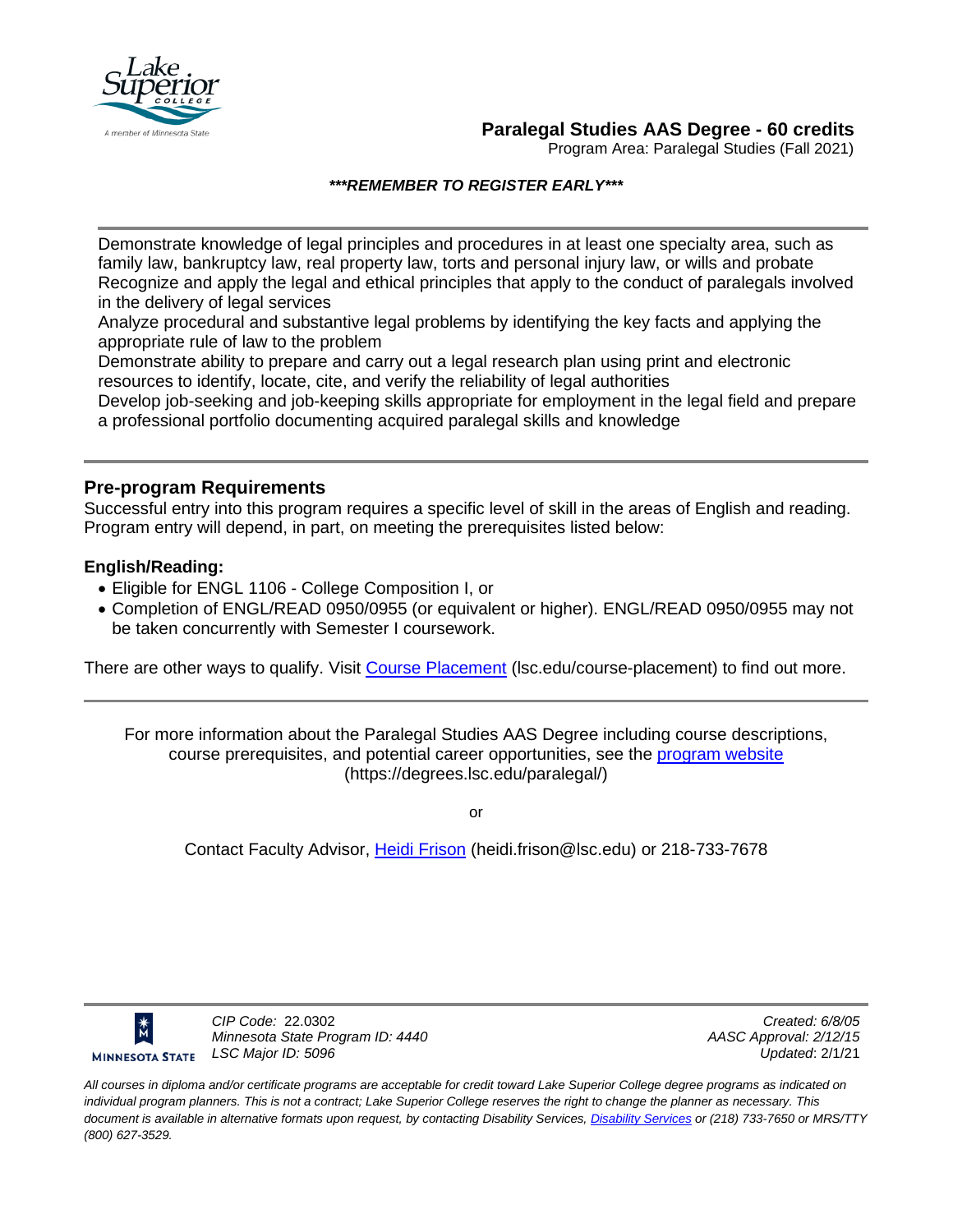**Paralegal Studies AAS Degree - 60 credits**

Program Area: Paralegal Studies (Fall 2021)

***\*\*\*REMEMBER TO REGISTER EARLY\*\*\****

Demonstrate knowledge of legal principles and procedures in at least one specialty area, such as family law, bankruptcy law, real property law, torts and personal injury law, or wills and probate
Recognize and apply the legal and ethical principles that apply to the conduct of paralegals involved in the delivery of legal services
Analyze procedural and substantive legal problems by identifying the key facts and applying the appropriate rule of law to the problem
Demonstrate ability to prepare and carry out a legal research plan using print and electronic resources to identify, locate, cite, and verify the reliability of legal authorities
Develop job-seeking and job-keeping skills appropriate for employment in the legal field and prepare a professional portfolio documenting acquired paralegal skills and knowledge

## Pre-program Requirements

Successful entry into this program requires a specific level of skill in the areas of English and reading. Program entry will depend, in part, on meeting the prerequisites listed below:

### English/Reading:

- Eligible for ENGL 1106 - College Composition I, or
- Completion of ENGL/READ 0950/0955 (or equivalent or higher). ENGL/READ 0950/0955 may not be taken concurrently with Semester I coursework.

There are other ways to qualify. Visit Course Placement (lsc.edu/course-placement) to find out more.

For more information about the Paralegal Studies AAS Degree including course descriptions, course prerequisites, and potential career opportunities, see the program website (https://degrees.lsc.edu/paralegal/)

or

Contact Faculty Advisor, Heidi Frison (heidi.frison@lsc.edu) or 218-733-7678

*CIP Code:* 22.0302
*Minnesota State Program ID: 4440*
*LSC Major ID: 5096*

*Created: 6/8/05*
*AASC Approval: 2/12/15*
*Updated*: 2/1/21

*All courses in diploma and/or certificate programs are acceptable for credit toward Lake Superior College degree programs as indicated on individual program planners. This is not a contract; Lake Superior College reserves the right to change the planner as necessary. This document is available in alternative formats upon request, by contacting Disability Services, Disability Services or (218) 733-7650 or MRS/TTY (800) 627-3529.*